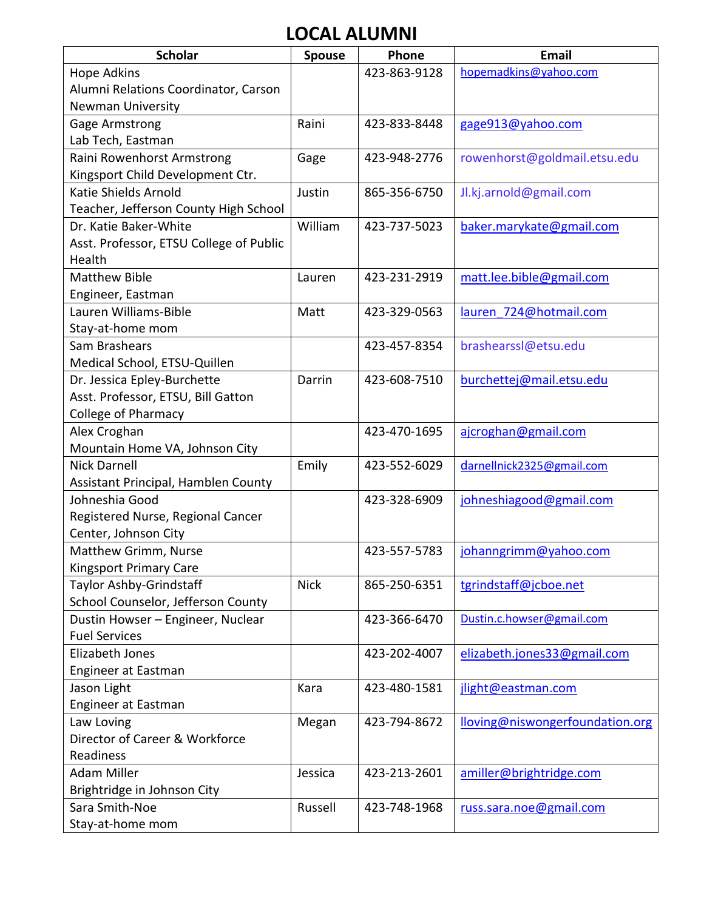# LOCAL ALUMNI

| Scholar | Spouse | Phone | Email |
|---|---|---|---|
| Hope Adkins<br>Alumni Relations Coordinator, Carson Newman University | | 423-863-9128 | hopemadkins@yahoo.com |
| Gage Armstrong<br>Lab Tech, Eastman | Raini | 423-833-8448 | gage913@yahoo.com |
| Raini Rowenhorst Armstrong<br>Kingsport Child Development Ctr. | Gage | 423-948-2776 | rowenhorst@goldmail.etsu.edu |
| Katie Shields Arnold<br>Teacher, Jefferson County High School | Justin | 865-356-6750 | Jl.kj.arnold@gmail.com |
| Dr. Katie Baker-White<br>Asst. Professor, ETSU College of Public Health | William | 423-737-5023 | baker.marykate@gmail.com |
| Matthew Bible<br>Engineer, Eastman | Lauren | 423-231-2919 | matt.lee.bible@gmail.com |
| Lauren Williams-Bible<br>Stay-at-home mom | Matt | 423-329-0563 | lauren_724@hotmail.com |
| Sam Brashears<br>Medical School, ETSU-Quillen | | 423-457-8354 | brashearssl@etsu.edu |
| Dr. Jessica Epley-Burchette<br>Asst. Professor, ETSU, Bill Gatton College of Pharmacy | Darrin | 423-608-7510 | burchettej@mail.etsu.edu |
| Alex Croghan<br>Mountain Home VA, Johnson City | | 423-470-1695 | ajcroghan@gmail.com |
| Nick Darnell<br>Assistant Principal, Hamblen County | Emily | 423-552-6029 | darnellnick2325@gmail.com |
| Johneshia Good<br>Registered Nurse, Regional Cancer Center, Johnson City | | 423-328-6909 | johneshiagood@gmail.com |
| Matthew Grimm, Nurse<br>Kingsport Primary Care | | 423-557-5783 | johanngrimm@yahoo.com |
| Taylor Ashby-Grindstaff<br>School Counselor, Jefferson County | Nick | 865-250-6351 | tgrindstaff@jcboe.net |
| Dustin Howser – Engineer, Nuclear Fuel Services | | 423-366-6470 | Dustin.c.howser@gmail.com |
| Elizabeth Jones<br>Engineer at Eastman | | 423-202-4007 | elizabeth.jones33@gmail.com |
| Jason Light<br>Engineer at Eastman | Kara | 423-480-1581 | jlight@eastman.com |
| Law Loving<br>Director of Career & Workforce Readiness | Megan | 423-794-8672 | lloving@niswongerfoundation.org |
| Adam Miller<br>Brightridge in Johnson City | Jessica | 423-213-2601 | amiller@brightridge.com |
| Sara Smith-Noe<br>Stay-at-home mom | Russell | 423-748-1968 | russ.sara.noe@gmail.com |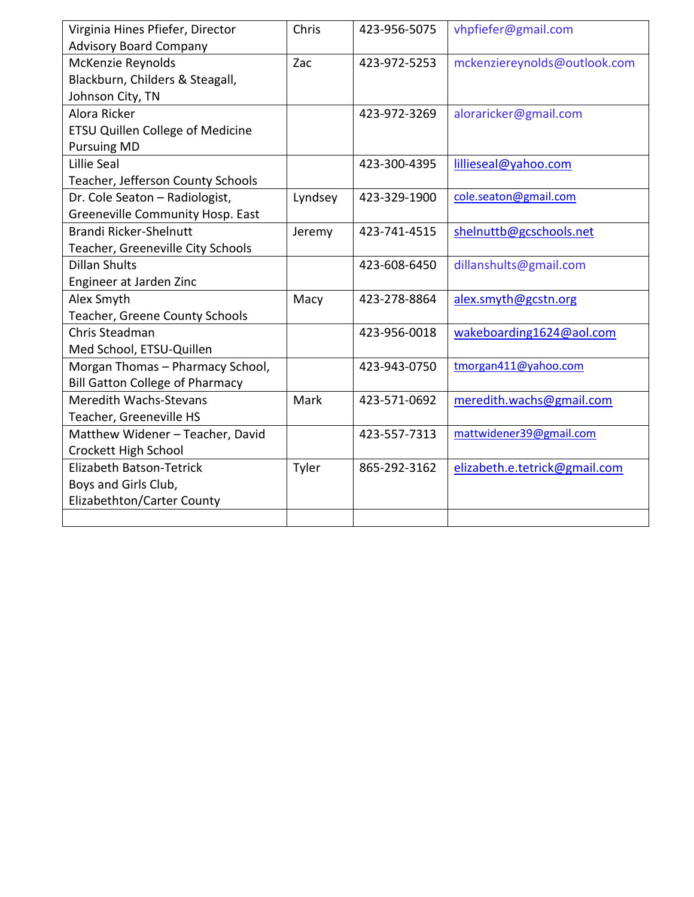| | | | |
|---|---|---|---|
| Virginia Hines Pfiefer, Director Advisory Board Company | Chris | 423-956-5075 | vhpfiefer@gmail.com |
| McKenzie Reynolds Blackburn, Childers & Steagall, Johnson City, TN | Zac | 423-972-5253 | mckenziereynolds@outlook.com |
| Alora Ricker ETSU Quillen College of Medicine Pursuing MD | | 423-972-3269 | aloraricker@gmail.com |
| Lillie Seal Teacher, Jefferson County Schools | | 423-300-4395 | lillieseal@yahoo.com |
| Dr. Cole Seaton – Radiologist, Greeneville Community Hosp. East | Lyndsey | 423-329-1900 | cole.seaton@gmail.com |
| Brandi Ricker-Shelnutt Teacher, Greeneville City Schools | Jeremy | 423-741-4515 | shelnuttb@gcschools.net |
| Dillan Shults Engineer at Jarden Zinc | | 423-608-6450 | dillanshults@gmail.com |
| Alex Smyth Teacher, Greene County Schools | Macy | 423-278-8864 | alex.smyth@gcstn.org |
| Chris Steadman Med School, ETSU-Quillen | | 423-956-0018 | wakeboarding1624@aol.com |
| Morgan Thomas – Pharmacy School, Bill Gatton College of Pharmacy | | 423-943-0750 | tmorgan411@yahoo.com |
| Meredith Wachs-Stevans Teacher, Greeneville HS | Mark | 423-571-0692 | meredith.wachs@gmail.com |
| Matthew Widener – Teacher, David Crockett High School | | 423-557-7313 | mattwidener39@gmail.com |
| Elizabeth Batson-Tetrick Boys and Girls Club, Elizabethton/Carter County | Tyler | 865-292-3162 | elizabeth.e.tetrick@gmail.com |
| | | | |